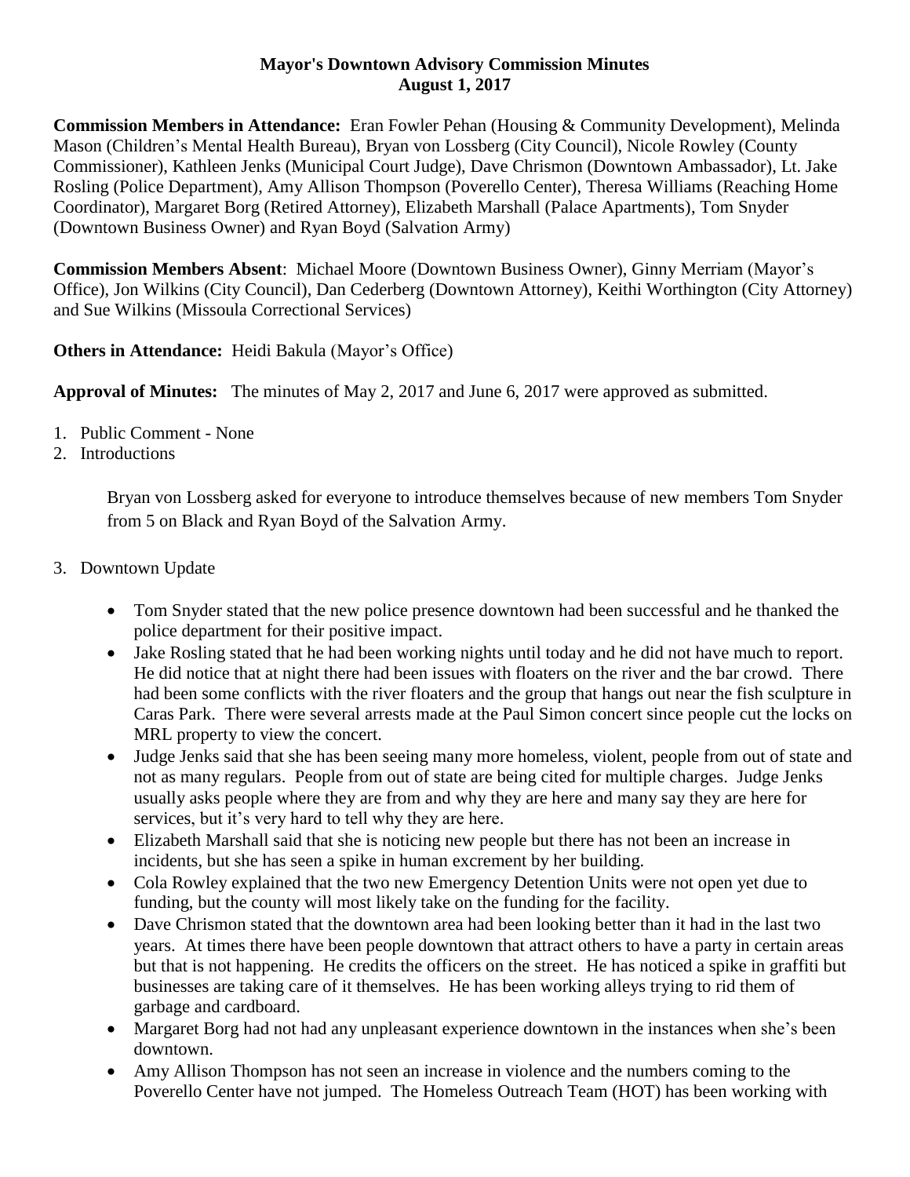**Mayor's Downtown Advisory Commission Minutes**
**August 1, 2017**

**Commission Members in Attendance:** Eran Fowler Pehan (Housing & Community Development), Melinda Mason (Children's Mental Health Bureau), Bryan von Lossberg (City Council), Nicole Rowley (County Commissioner), Kathleen Jenks (Municipal Court Judge), Dave Chrismon (Downtown Ambassador), Lt. Jake Rosling (Police Department), Amy Allison Thompson (Poverello Center), Theresa Williams (Reaching Home Coordinator), Margaret Borg (Retired Attorney), Elizabeth Marshall (Palace Apartments), Tom Snyder (Downtown Business Owner) and Ryan Boyd (Salvation Army)

**Commission Members Absent**: Michael Moore (Downtown Business Owner), Ginny Merriam (Mayor's Office), Jon Wilkins (City Council), Dan Cederberg (Downtown Attorney), Keithi Worthington (City Attorney) and Sue Wilkins (Missoula Correctional Services)

**Others in Attendance:** Heidi Bakula (Mayor's Office)

**Approval of Minutes:** The minutes of May 2, 2017 and June 6, 2017 were approved as submitted.

1. Public Comment - None
2. Introductions

   Bryan von Lossberg asked for everyone to introduce themselves because of new members Tom Snyder from 5 on Black and Ryan Boyd of the Salvation Army.

3. Downtown Update

   - Tom Snyder stated that the new police presence downtown had been successful and he thanked the police department for their positive impact.
   - Jake Rosling stated that he had been working nights until today and he did not have much to report. He did notice that at night there had been issues with floaters on the river and the bar crowd. There had been some conflicts with the river floaters and the group that hangs out near the fish sculpture in Caras Park. There were several arrests made at the Paul Simon concert since people cut the locks on MRL property to view the concert.
   - Judge Jenks said that she has been seeing many more homeless, violent, people from out of state and not as many regulars. People from out of state are being cited for multiple charges. Judge Jenks usually asks people where they are from and why they are here and many say they are here for services, but it's very hard to tell why they are here.
   - Elizabeth Marshall said that she is noticing new people but there has not been an increase in incidents, but she has seen a spike in human excrement by her building.
   - Cola Rowley explained that the two new Emergency Detention Units were not open yet due to funding, but the county will most likely take on the funding for the facility.
   - Dave Chrismon stated that the downtown area had been looking better than it had in the last two years. At times there have been people downtown that attract others to have a party in certain areas but that is not happening. He credits the officers on the street. He has noticed a spike in graffiti but businesses are taking care of it themselves. He has been working alleys trying to rid them of garbage and cardboard.
   - Margaret Borg had not had any unpleasant experience downtown in the instances when she's been downtown.
   - Amy Allison Thompson has not seen an increase in violence and the numbers coming to the Poverello Center have not jumped. The Homeless Outreach Team (HOT) has been working with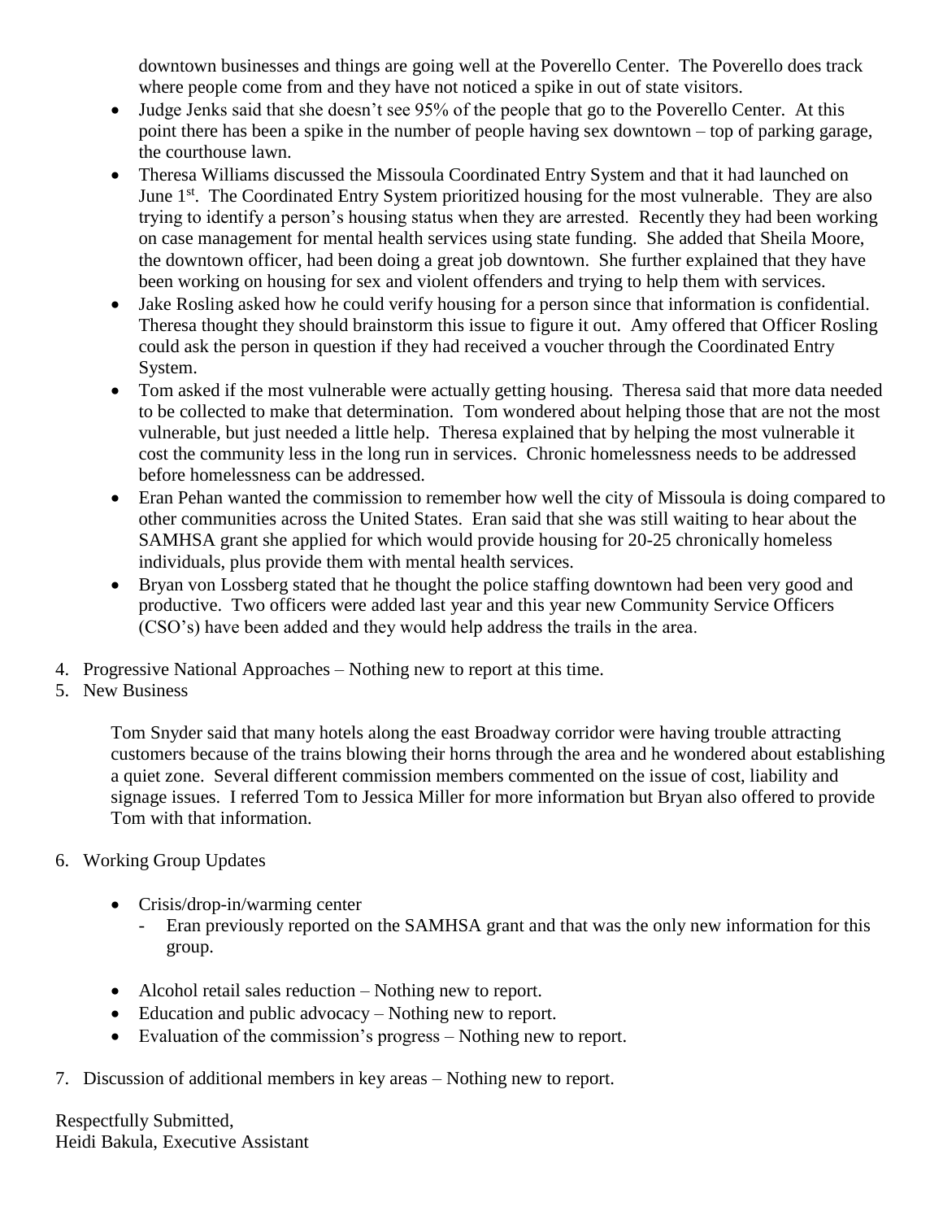downtown businesses and things are going well at the Poverello Center. The Poverello does track where people come from and they have not noticed a spike in out of state visitors.

- Judge Jenks said that she doesn't see 95% of the people that go to the Poverello Center. At this point there has been a spike in the number of people having sex downtown – top of parking garage, the courthouse lawn.
- Theresa Williams discussed the Missoula Coordinated Entry System and that it had launched on June 1st. The Coordinated Entry System prioritized housing for the most vulnerable. They are also trying to identify a person's housing status when they are arrested. Recently they had been working on case management for mental health services using state funding. She added that Sheila Moore, the downtown officer, had been doing a great job downtown. She further explained that they have been working on housing for sex and violent offenders and trying to help them with services.
- Jake Rosling asked how he could verify housing for a person since that information is confidential. Theresa thought they should brainstorm this issue to figure it out. Amy offered that Officer Rosling could ask the person in question if they had received a voucher through the Coordinated Entry System.
- Tom asked if the most vulnerable were actually getting housing. Theresa said that more data needed to be collected to make that determination. Tom wondered about helping those that are not the most vulnerable, but just needed a little help. Theresa explained that by helping the most vulnerable it cost the community less in the long run in services. Chronic homelessness needs to be addressed before homelessness can be addressed.
- Eran Pehan wanted the commission to remember how well the city of Missoula is doing compared to other communities across the United States. Eran said that she was still waiting to hear about the SAMHSA grant she applied for which would provide housing for 20-25 chronically homeless individuals, plus provide them with mental health services.
- Bryan von Lossberg stated that he thought the police staffing downtown had been very good and productive. Two officers were added last year and this year new Community Service Officers (CSO's) have been added and they would help address the trails in the area.

4. Progressive National Approaches – Nothing new to report at this time.
5. New Business

   Tom Snyder said that many hotels along the east Broadway corridor were having trouble attracting customers because of the trains blowing their horns through the area and he wondered about establishing a quiet zone. Several different commission members commented on the issue of cost, liability and signage issues. I referred Tom to Jessica Miller for more information but Bryan also offered to provide Tom with that information.

6. Working Group Updates

   - Crisis/drop-in/warming center
     - Eran previously reported on the SAMHSA grant and that was the only new information for this group.
   - Alcohol retail sales reduction – Nothing new to report.
   - Education and public advocacy – Nothing new to report.
   - Evaluation of the commission's progress – Nothing new to report.

7. Discussion of additional members in key areas – Nothing new to report.

Respectfully Submitted,
Heidi Bakula, Executive Assistant